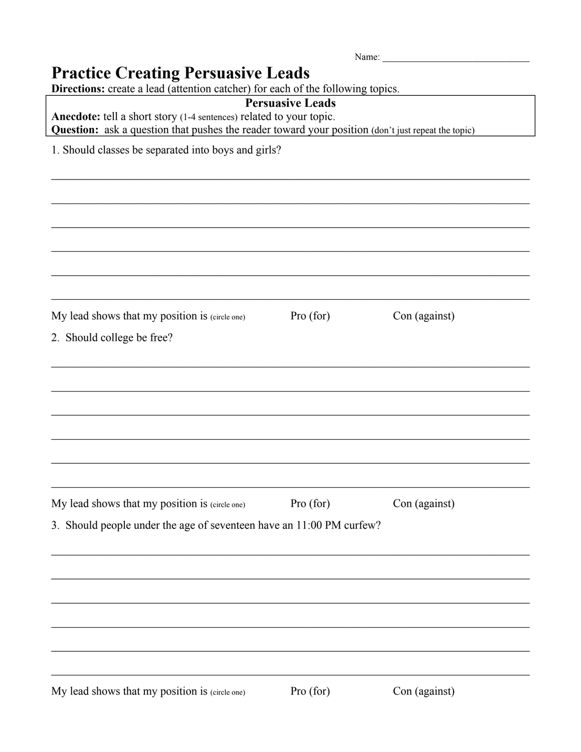Name: ______________________________

# Practice Creating Persuasive Leads

**Directions:** create a lead (attention catcher) for each of the following topics.

**Persuasive Leads**

**Anecdote:** tell a short story (1-4 sentences) related to your topic.
**Question:** ask a question that pushes the reader toward your position (don't just repeat the topic)

1. Should classes be separated into boys and girls?

______________________________________________________________________________

______________________________________________________________________________

______________________________________________________________________________

______________________________________________________________________________

______________________________________________________________________________

______________________________________________________________________________

My lead shows that my position is (circle one) Pro (for) Con (against)

2. Should college be free?

______________________________________________________________________________

______________________________________________________________________________

______________________________________________________________________________

______________________________________________________________________________

______________________________________________________________________________

______________________________________________________________________________

My lead shows that my position is (circle one) Pro (for) Con (against)

3. Should people under the age of seventeen have an 11:00 PM curfew?

______________________________________________________________________________

______________________________________________________________________________

______________________________________________________________________________

______________________________________________________________________________

______________________________________________________________________________

______________________________________________________________________________

My lead shows that my position is (circle one) Pro (for) Con (against)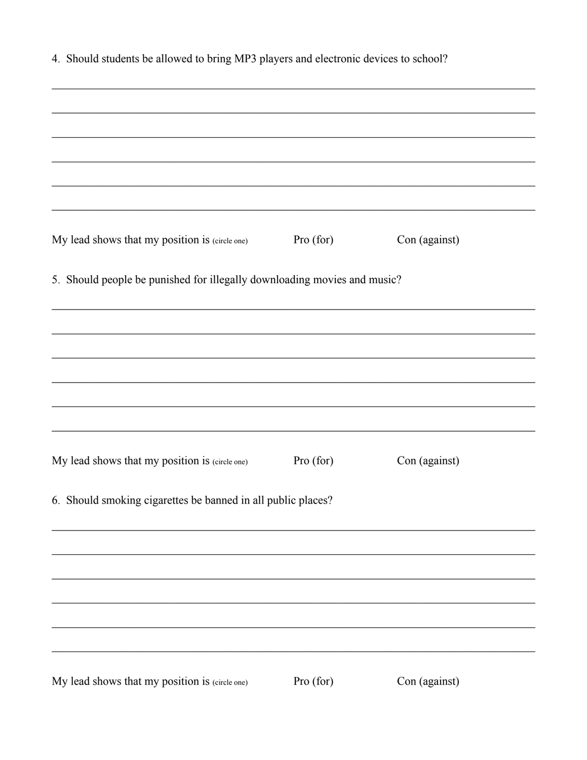4. Should students be allowed to bring MP3 players and electronic devices to school?

______________________________________________________________________________

______________________________________________________________________________

______________________________________________________________________________

______________________________________________________________________________

______________________________________________________________________________

______________________________________________________________________________

My lead shows that my position is (circle one) Pro (for) Con (against)

5. Should people be punished for illegally downloading movies and music?

______________________________________________________________________________

______________________________________________________________________________

______________________________________________________________________________

______________________________________________________________________________

______________________________________________________________________________

______________________________________________________________________________

My lead shows that my position is (circle one) Pro (for) Con (against)

6. Should smoking cigarettes be banned in all public places?

______________________________________________________________________________

______________________________________________________________________________

______________________________________________________________________________

______________________________________________________________________________

______________________________________________________________________________

______________________________________________________________________________

My lead shows that my position is (circle one) Pro (for) Con (against)